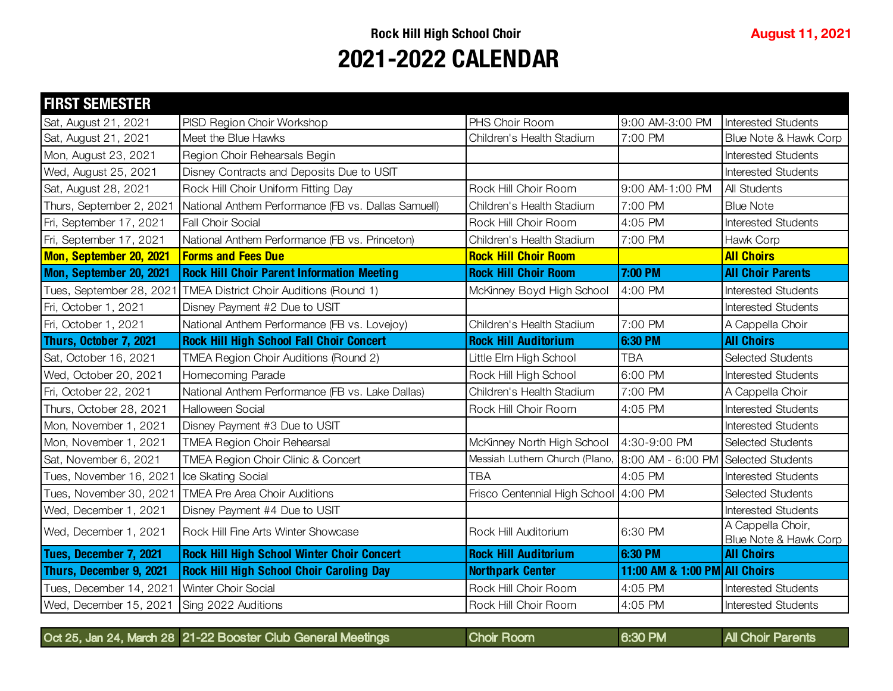Rock Hill High School Choir

August 11, 2021

# 2021-2022 CALENDAR

| FIRST SEMESTER | | | | |
|---|---|---|---|---|
| Sat, August 21, 2021 | PISD Region Choir Workshop | PHS Choir Room | 9:00 AM-3:00 PM | Interested Students |
| Sat, August 21, 2021 | Meet the Blue Hawks | Children's Health Stadium | 7:00 PM | Blue Note & Hawk Corp |
| Mon, August 23, 2021 | Region Choir Rehearsals Begin | | | Interested Students |
| Wed, August 25, 2021 | Disney Contracts and Deposits Due to USIT | | | Interested Students |
| Sat, August 28, 2021 | Rock Hill Choir Uniform Fitting Day | Rock Hill Choir Room | 9:00 AM-1:00 PM | All Students |
| Thurs, September 2, 2021 | National Anthem Performance (FB vs. Dallas Samuell) | Children's Health Stadium | 7:00 PM | Blue Note |
| Fri, September 17, 2021 | Fall Choir Social | Rock Hill Choir Room | 4:05 PM | Interested Students |
| Fri, September 17, 2021 | National Anthem Performance (FB vs. Princeton) | Children's Health Stadium | 7:00 PM | Hawk Corp |
| **Mon, September 20, 2021** | **Forms and Fees Due** | **Rock Hill Choir Room** | | **All Choirs** |
| **Mon, September 20, 2021** | **Rock Hill Choir Parent Information Meeting** | **Rock Hill Choir Room** | **7:00 PM** | **All Choir Parents** |
| Tues, September 28, 2021 | TMEA District Choir Auditions (Round 1) | McKinney Boyd High School | 4:00 PM | Interested Students |
| Fri, October 1, 2021 | Disney Payment #2 Due to USIT | | | Interested Students |
| Fri, October 1, 2021 | National Anthem Performance (FB vs. Lovejoy) | Children's Health Stadium | 7:00 PM | A Cappella Choir |
| **Thurs, October 7, 2021** | **Rock Hill High School Fall Choir Concert** | **Rock Hill Auditorium** | **6:30 PM** | **All Choirs** |
| Sat, October 16, 2021 | TMEA Region Choir Auditions (Round 2) | Little Elm High School | TBA | Selected Students |
| Wed, October 20, 2021 | Homecoming Parade | Rock Hill High School | 6:00 PM | Interested Students |
| Fri, October 22, 2021 | National Anthem Performance (FB vs. Lake Dallas) | Children's Health Stadium | 7:00 PM | A Cappella Choir |
| Thurs, October 28, 2021 | Halloween Social | Rock Hill Choir Room | 4:05 PM | Interested Students |
| Mon, November 1, 2021 | Disney Payment #3 Due to USIT | | | Interested Students |
| Mon, November 1, 2021 | TMEA Region Choir Rehearsal | McKinney North High School | 4:30-9:00 PM | Selected Students |
| Sat, November 6, 2021 | TMEA Region Choir Clinic & Concert | Messiah Luthern Church (Plano, | 8:00 AM - 6:00 PM | Selected Students |
| Tues, November 16, 2021 | Ice Skating Social | TBA | 4:05 PM | Interested Students |
| Tues, November 30, 2021 | TMEA Pre Area Choir Auditions | Frisco Centennial High School | 4:00 PM | Selected Students |
| Wed, December 1, 2021 | Disney Payment #4 Due to USIT | | | Interested Students |
| Wed, December 1, 2021 | Rock Hill Fine Arts Winter Showcase | Rock Hill Auditorium | 6:30 PM | A Cappella Choir, Blue Note & Hawk Corp |
| **Tues, December 7, 2021** | **Rock Hill High School Winter Choir Concert** | **Rock Hill Auditorium** | **6:30 PM** | **All Choirs** |
| **Thurs, December 9, 2021** | **Rock Hill High School Choir Caroling Day** | **Northpark Center** | **11:00 AM & 1:00 PM** | **All Choirs** |
| Tues, December 14, 2021 | Winter Choir Social | Rock Hill Choir Room | 4:05 PM | Interested Students |
| Wed, December 15, 2021 | Sing 2022 Auditions | Rock Hill Choir Room | 4:05 PM | Interested Students |

| Oct 25, Jan 24, March 28 | 21-22 Booster Club General Meetings | Choir Room | 6:30 PM | All Choir Parents |
|---|---|---|---|---|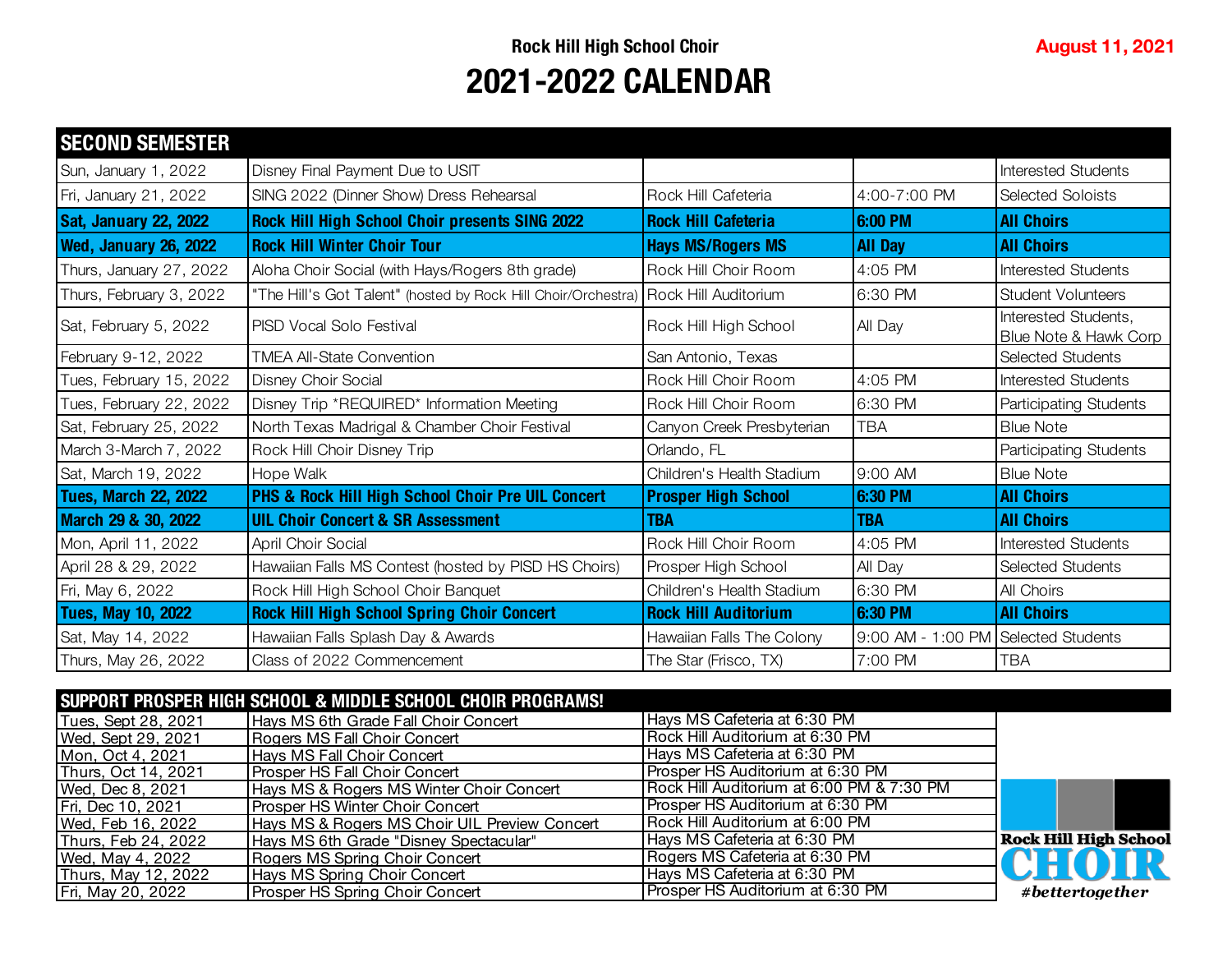Rock Hill High School Choir

August 11, 2021

# 2021-2022 CALENDAR

| SECOND SEMESTER | | | | |
|---|---|---|---|---|
| Sun, January 1, 2022 | Disney Final Payment Due to USIT | | | Interested Students |
| Fri, January 21, 2022 | SING 2022 (Dinner Show) Dress Rehearsal | Rock Hill Cafeteria | 4:00-7:00 PM | Selected Soloists |
| **Sat, January 22, 2022** | **Rock Hill High School Choir presents SING 2022** | **Rock Hill Cafeteria** | **6:00 PM** | **All Choirs** |
| **Wed, January 26, 2022** | **Rock Hill Winter Choir Tour** | **Hays MS/Rogers MS** | **All Day** | **All Choirs** |
| Thurs, January 27, 2022 | Aloha Choir Social (with Hays/Rogers 8th grade) | Rock Hill Choir Room | 4:05 PM | Interested Students |
| Thurs, February 3, 2022 | "The Hill's Got Talent" (hosted by Rock Hill Choir/Orchestra) | Rock Hill Auditorium | 6:30 PM | Student Volunteers |
| Sat, February 5, 2022 | PISD Vocal Solo Festival | Rock Hill High School | All Day | Interested Students, Blue Note & Hawk Corp |
| February 9-12, 2022 | TMEA All-State Convention | San Antonio, Texas | | Selected Students |
| Tues, February 15, 2022 | Disney Choir Social | Rock Hill Choir Room | 4:05 PM | Interested Students |
| Tues, February 22, 2022 | Disney Trip *REQUIRED* Information Meeting | Rock Hill Choir Room | 6:30 PM | Participating Students |
| Sat, February 25, 2022 | North Texas Madrigal & Chamber Choir Festival | Canyon Creek Presbyterian | TBA | Blue Note |
| March 3-March 7, 2022 | Rock Hill Choir Disney Trip | Orlando, FL | | Participating Students |
| Sat, March 19, 2022 | Hope Walk | Children's Health Stadium | 9:00 AM | Blue Note |
| **Tues, March 22, 2022** | **PHS & Rock Hill High School Choir Pre UIL Concert** | **Prosper High School** | **6:30 PM** | **All Choirs** |
| **March 29 & 30, 2022** | **UIL Choir Concert & SR Assessment** | **TBA** | **TBA** | **All Choirs** |
| Mon, April 11, 2022 | April Choir Social | Rock Hill Choir Room | 4:05 PM | Interested Students |
| April 28 & 29, 2022 | Hawaiian Falls MS Contest (hosted by PISD HS Choirs) | Prosper High School | All Day | Selected Students |
| Fri, May 6, 2022 | Rock Hill High School Choir Banquet | Children's Health Stadium | 6:30 PM | All Choirs |
| **Tues, May 10, 2022** | **Rock Hill High School Spring Choir Concert** | **Rock Hill Auditorium** | **6:30 PM** | **All Choirs** |
| Sat, May 14, 2022 | Hawaiian Falls Splash Day & Awards | Hawaiian Falls The Colony | 9:00 AM - 1:00 PM | Selected Students |
| Thurs, May 26, 2022 | Class of 2022 Commencement | The Star (Frisco, TX) | 7:00 PM | TBA |

| SUPPORT PROSPER HIGH SCHOOL & MIDDLE SCHOOL CHOIR PROGRAMS! | | |
|---|---|---|
| Tues, Sept 28, 2021 | Hays MS 6th Grade Fall Choir Concert | Hays MS Cafeteria at 6:30 PM |
| Wed, Sept 29, 2021 | Rogers MS Fall Choir Concert | Rock Hill Auditorium at 6:30 PM |
| Mon, Oct 4, 2021 | Hays MS Fall Choir Concert | Hays MS Cafeteria at 6:30 PM |
| Thurs, Oct 14, 2021 | Prosper HS Fall Choir Concert | Prosper HS Auditorium at 6:30 PM |
| Wed, Dec 8, 2021 | Hays MS & Rogers MS Winter Choir Concert | Rock Hill Auditorium at 6:00 PM & 7:30 PM |
| Fri, Dec 10, 2021 | Prosper HS Winter Choir Concert | Prosper HS Auditorium at 6:30 PM |
| Wed, Feb 16, 2022 | Hays MS & Rogers MS Choir UIL Preview Concert | Rock Hill Auditorium at 6:00 PM |
| Thurs, Feb 24, 2022 | Hays MS 6th Grade "Disney Spectacular" | Hays MS Cafeteria at 6:30 PM |
| Wed, May 4, 2022 | Rogers MS Spring Choir Concert | Rogers MS Cafeteria at 6:30 PM |
| Thurs, May 12, 2022 | Hays MS Spring Choir Concert | Hays MS Cafeteria at 6:30 PM |
| Fri, May 20, 2022 | Prosper HS Spring Choir Concert | Prosper HS Auditorium at 6:30 PM |

Rock Hill High School
CHOIR
#bettertogether